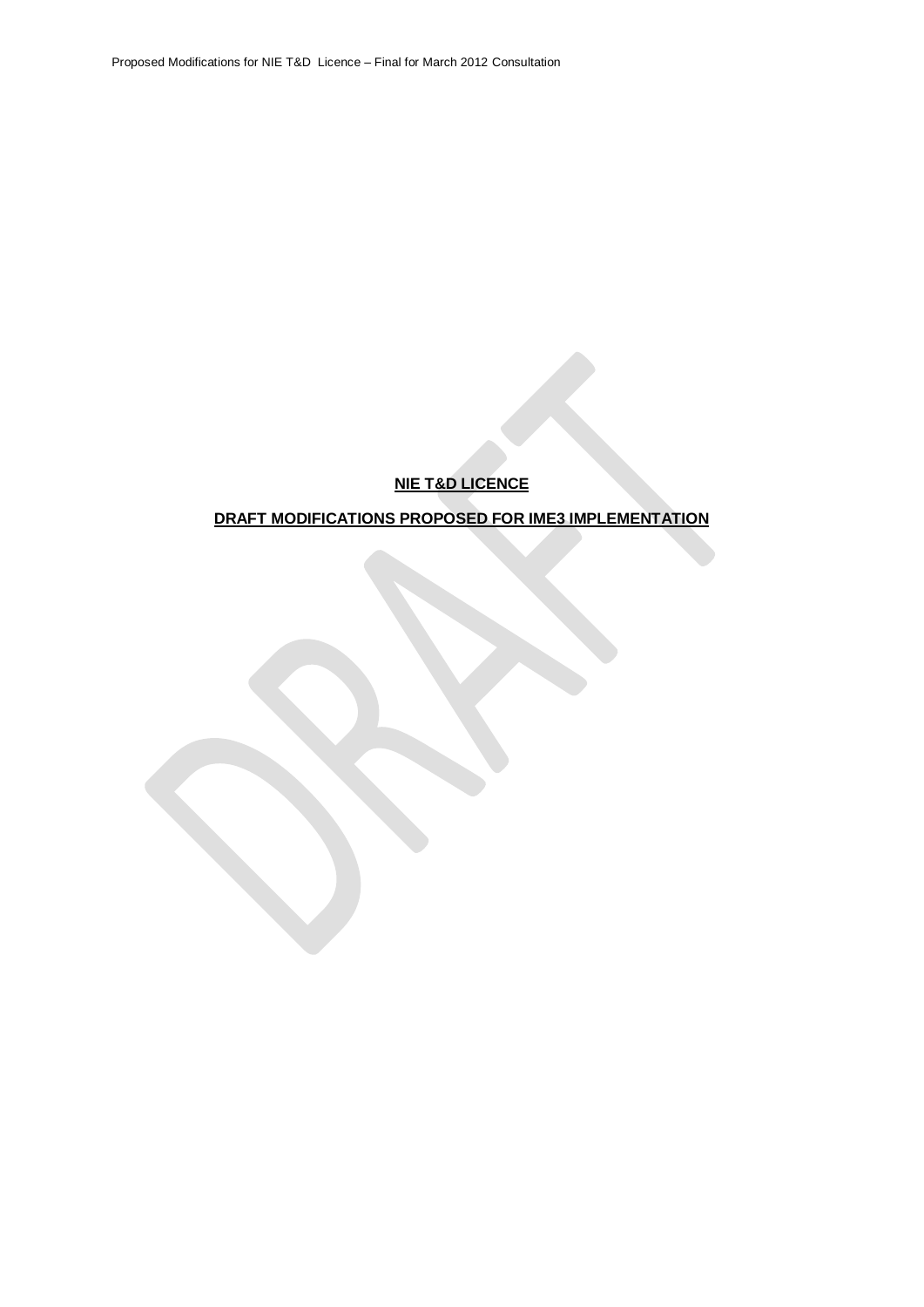**NIE T&D LICENCE**

**DRAFT MODIFICATIONS PROPOSED FOR IME3 IMPLEMENTATION**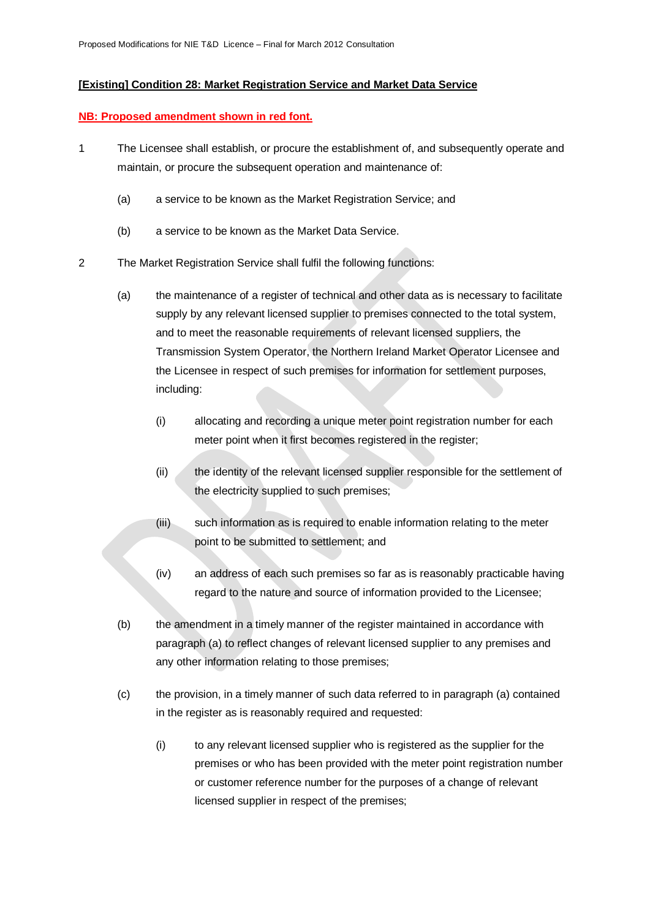**[Existing] Condition 28: Market Registration Service and Market Data Service**

**NB: Proposed amendment shown in red font.**

1 The Licensee shall establish, or procure the establishment of, and subsequently operate and maintain, or procure the subsequent operation and maintenance of:

   (a) a service to be known as the Market Registration Service; and

   (b) a service to be known as the Market Data Service.

2 The Market Registration Service shall fulfil the following functions:

   (a) the maintenance of a register of technical and other data as is necessary to facilitate supply by any relevant licensed supplier to premises connected to the total system, and to meet the reasonable requirements of relevant licensed suppliers, the Transmission System Operator, the Northern Ireland Market Operator Licensee and the Licensee in respect of such premises for information for settlement purposes, including:

      (i) allocating and recording a unique meter point registration number for each meter point when it first becomes registered in the register;

      (ii) the identity of the relevant licensed supplier responsible for the settlement of the electricity supplied to such premises;

      (iii) such information as is required to enable information relating to the meter point to be submitted to settlement; and

      (iv) an address of each such premises so far as is reasonably practicable having regard to the nature and source of information provided to the Licensee;

   (b) the amendment in a timely manner of the register maintained in accordance with paragraph (a) to reflect changes of relevant licensed supplier to any premises and any other information relating to those premises;

   (c) the provision, in a timely manner of such data referred to in paragraph (a) contained in the register as is reasonably required and requested:

      (i) to any relevant licensed supplier who is registered as the supplier for the premises or who has been provided with the meter point registration number or customer reference number for the purposes of a change of relevant licensed supplier in respect of the premises;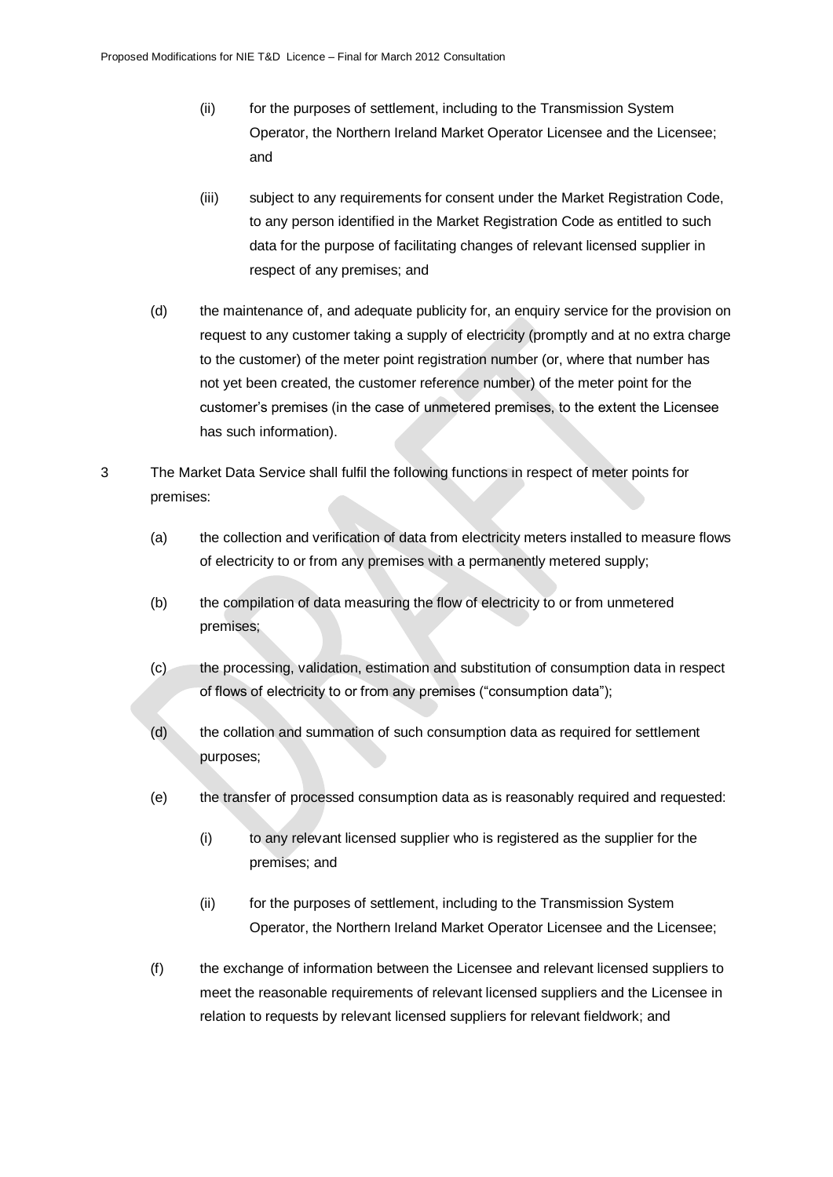(ii) for the purposes of settlement, including to the Transmission System Operator, the Northern Ireland Market Operator Licensee and the Licensee; and

(iii) subject to any requirements for consent under the Market Registration Code, to any person identified in the Market Registration Code as entitled to such data for the purpose of facilitating changes of relevant licensed supplier in respect of any premises; and

(d) the maintenance of, and adequate publicity for, an enquiry service for the provision on request to any customer taking a supply of electricity (promptly and at no extra charge to the customer) of the meter point registration number (or, where that number has not yet been created, the customer reference number) of the meter point for the customer's premises (in the case of unmetered premises, to the extent the Licensee has such information).

3 The Market Data Service shall fulfil the following functions in respect of meter points for premises:

(a) the collection and verification of data from electricity meters installed to measure flows of electricity to or from any premises with a permanently metered supply;

(b) the compilation of data measuring the flow of electricity to or from unmetered premises;

(c) the processing, validation, estimation and substitution of consumption data in respect of flows of electricity to or from any premises ("consumption data");

(d) the collation and summation of such consumption data as required for settlement purposes;

(e) the transfer of processed consumption data as is reasonably required and requested:

(i) to any relevant licensed supplier who is registered as the supplier for the premises; and

(ii) for the purposes of settlement, including to the Transmission System Operator, the Northern Ireland Market Operator Licensee and the Licensee;

(f) the exchange of information between the Licensee and relevant licensed suppliers to meet the reasonable requirements of relevant licensed suppliers and the Licensee in relation to requests by relevant licensed suppliers for relevant fieldwork; and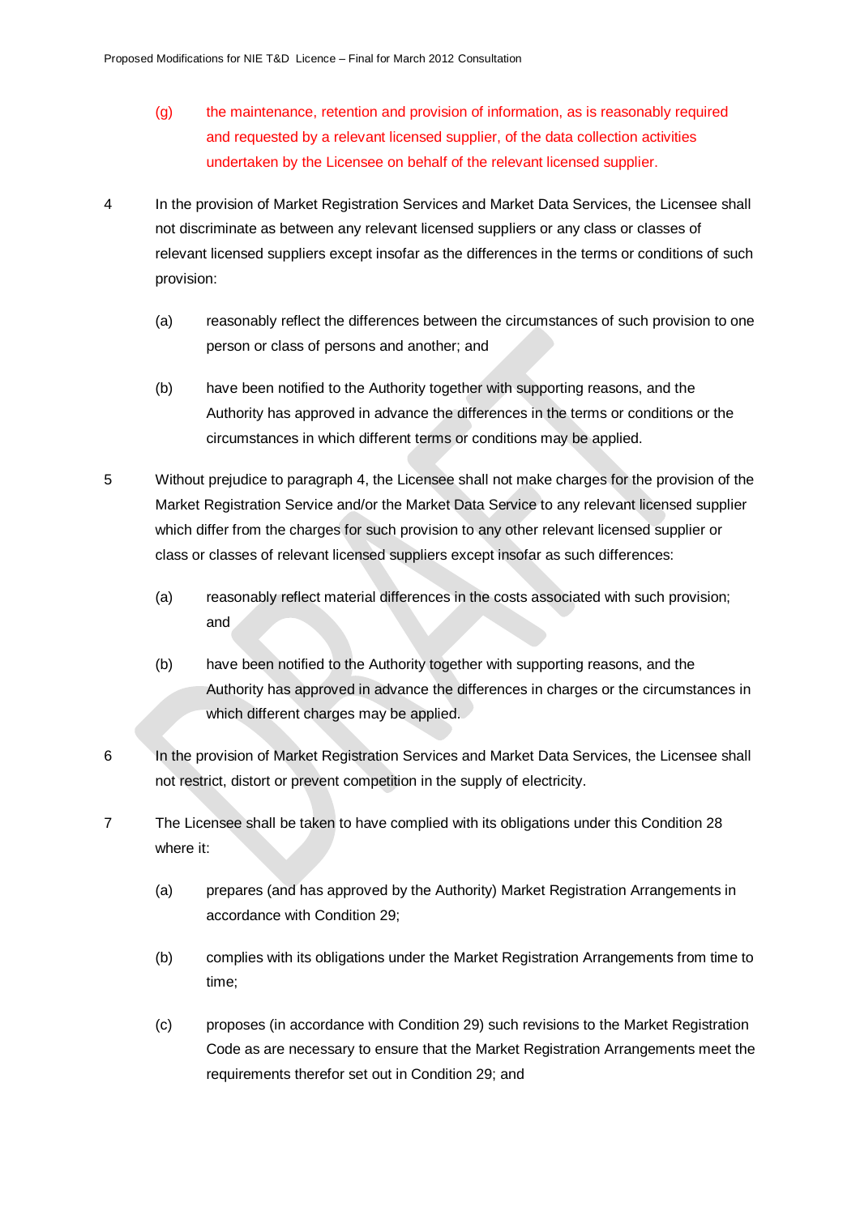(g) the maintenance, retention and provision of information, as is reasonably required and requested by a relevant licensed supplier, of the data collection activities undertaken by the Licensee on behalf of the relevant licensed supplier.

4 In the provision of Market Registration Services and Market Data Services, the Licensee shall not discriminate as between any relevant licensed suppliers or any class or classes of relevant licensed suppliers except insofar as the differences in the terms or conditions of such provision:

(a) reasonably reflect the differences between the circumstances of such provision to one person or class of persons and another; and

(b) have been notified to the Authority together with supporting reasons, and the Authority has approved in advance the differences in the terms or conditions or the circumstances in which different terms or conditions may be applied.

5 Without prejudice to paragraph 4, the Licensee shall not make charges for the provision of the Market Registration Service and/or the Market Data Service to any relevant licensed supplier which differ from the charges for such provision to any other relevant licensed supplier or class or classes of relevant licensed suppliers except insofar as such differences:

(a) reasonably reflect material differences in the costs associated with such provision; and

(b) have been notified to the Authority together with supporting reasons, and the Authority has approved in advance the differences in charges or the circumstances in which different charges may be applied.

6 In the provision of Market Registration Services and Market Data Services, the Licensee shall not restrict, distort or prevent competition in the supply of electricity.

7 The Licensee shall be taken to have complied with its obligations under this Condition 28 where it:

(a) prepares (and has approved by the Authority) Market Registration Arrangements in accordance with Condition 29;

(b) complies with its obligations under the Market Registration Arrangements from time to time;

(c) proposes (in accordance with Condition 29) such revisions to the Market Registration Code as are necessary to ensure that the Market Registration Arrangements meet the requirements therefor set out in Condition 29; and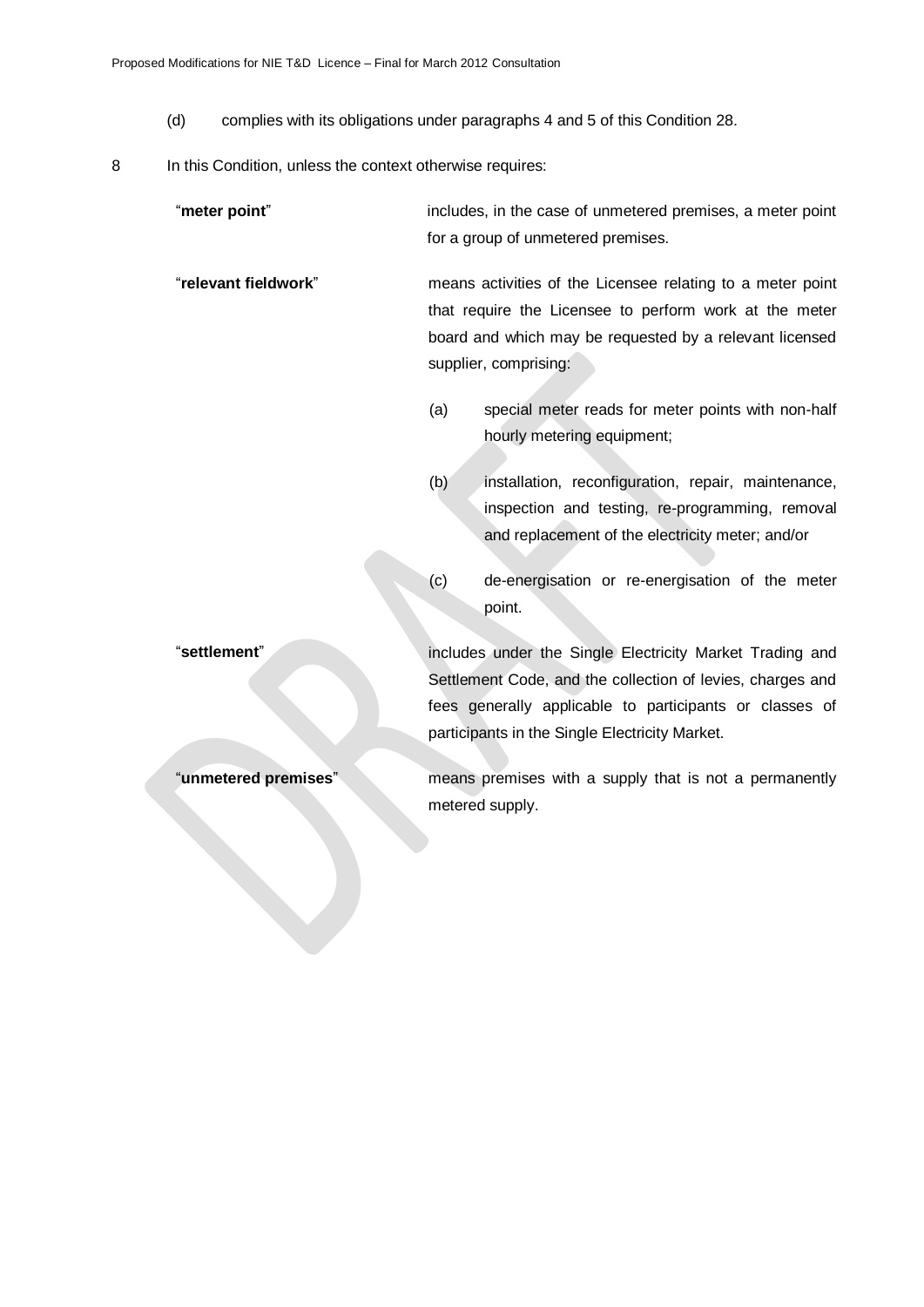(d) complies with its obligations under paragraphs 4 and 5 of this Condition 28.

8 In this Condition, unless the context otherwise requires:

| | |
|---|---|
| "**meter point**" | includes, in the case of unmetered premises, a meter point for a group of unmetered premises. |
| "**relevant fieldwork**" | means activities of the Licensee relating to a meter point that require the Licensee to perform work at the meter board and which may be requested by a relevant licensed supplier, comprising:<br>(a) special meter reads for meter points with non-half hourly metering equipment;<br>(b) installation, reconfiguration, repair, maintenance, inspection and testing, re-programming, removal and replacement of the electricity meter; and/or<br>(c) de-energisation or re-energisation of the meter point. |
| "**settlement**" | includes under the Single Electricity Market Trading and Settlement Code, and the collection of levies, charges and fees generally applicable to participants or classes of participants in the Single Electricity Market. |
| "**unmetered premises**" | means premises with a supply that is not a permanently metered supply. |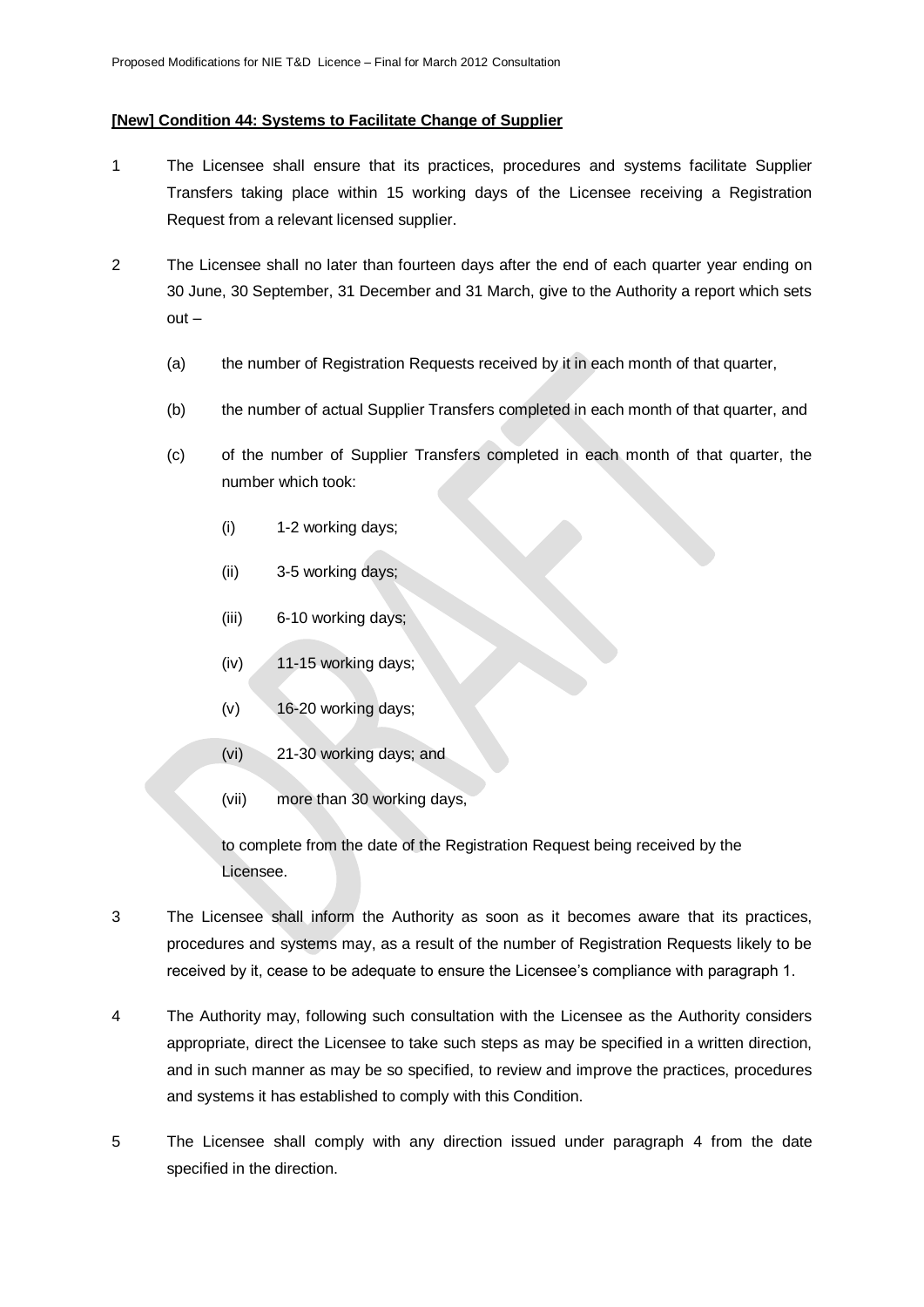**[New] Condition 44: Systems to Facilitate Change of Supplier**

1 The Licensee shall ensure that its practices, procedures and systems facilitate Supplier Transfers taking place within 15 working days of the Licensee receiving a Registration Request from a relevant licensed supplier.

2 The Licensee shall no later than fourteen days after the end of each quarter year ending on 30 June, 30 September, 31 December and 31 March, give to the Authority a report which sets out –

(a) the number of Registration Requests received by it in each month of that quarter,

(b) the number of actual Supplier Transfers completed in each month of that quarter, and

(c) of the number of Supplier Transfers completed in each month of that quarter, the number which took:

(i) 1-2 working days;

(ii) 3-5 working days;

(iii) 6-10 working days;

(iv) 11-15 working days;

(v) 16-20 working days;

(vi) 21-30 working days; and

(vii) more than 30 working days,

to complete from the date of the Registration Request being received by the Licensee.

3 The Licensee shall inform the Authority as soon as it becomes aware that its practices, procedures and systems may, as a result of the number of Registration Requests likely to be received by it, cease to be adequate to ensure the Licensee's compliance with paragraph 1.

4 The Authority may, following such consultation with the Licensee as the Authority considers appropriate, direct the Licensee to take such steps as may be specified in a written direction, and in such manner as may be so specified, to review and improve the practices, procedures and systems it has established to comply with this Condition.

5 The Licensee shall comply with any direction issued under paragraph 4 from the date specified in the direction.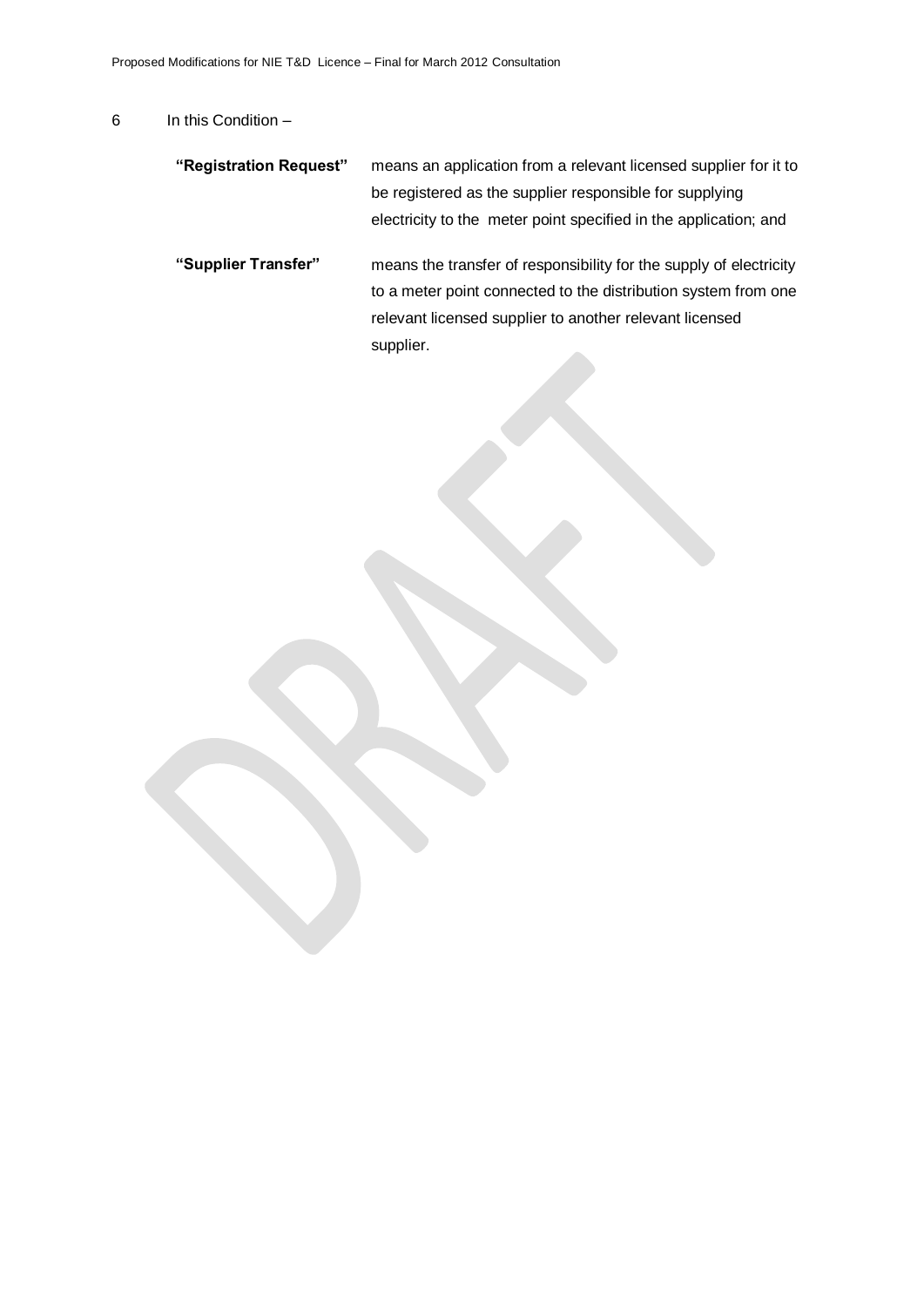6 In this Condition –

| | |
|---|---|
| **"Registration Request"** | means an application from a relevant licensed supplier for it to be registered as the supplier responsible for supplying electricity to the meter point specified in the application; and |
| **"Supplier Transfer"** | means the transfer of responsibility for the supply of electricity to a meter point connected to the distribution system from one relevant licensed supplier to another relevant licensed supplier. |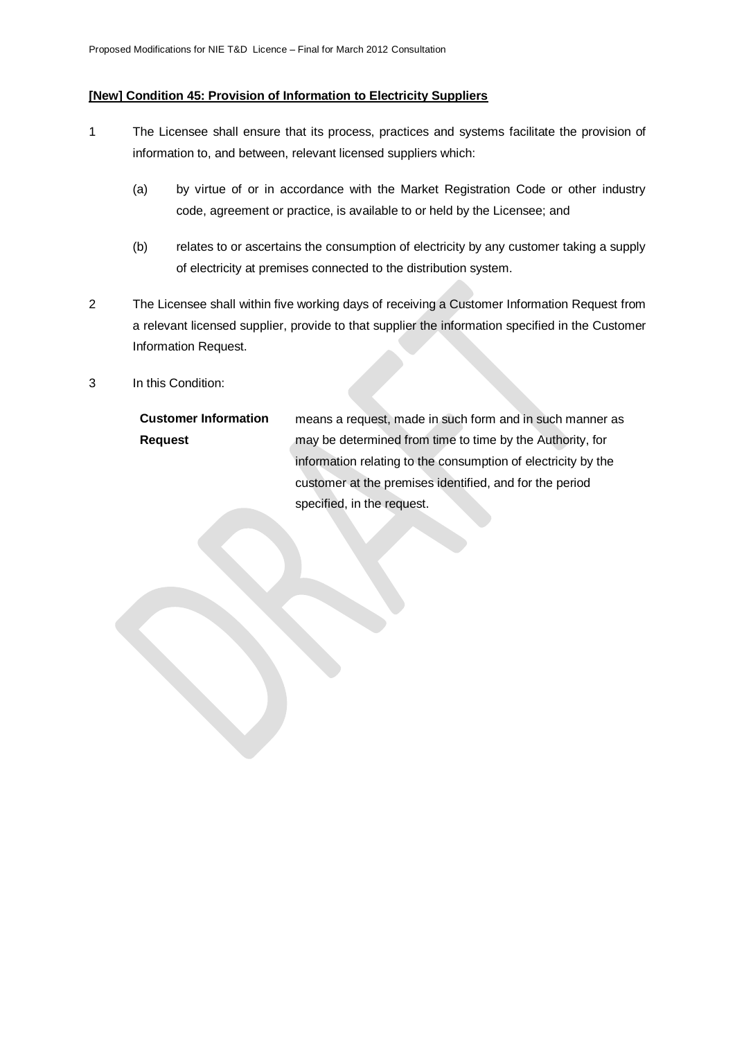**[New] Condition 45: Provision of Information to Electricity Suppliers**

1 The Licensee shall ensure that its process, practices and systems facilitate the provision of information to, and between, relevant licensed suppliers which:

   (a) by virtue of or in accordance with the Market Registration Code or other industry code, agreement or practice, is available to or held by the Licensee; and

   (b) relates to or ascertains the consumption of electricity by any customer taking a supply of electricity at premises connected to the distribution system.

2 The Licensee shall within five working days of receiving a Customer Information Request from a relevant licensed supplier, provide to that supplier the information specified in the Customer Information Request.

3 In this Condition:

| | |
|---|---|
| **Customer Information Request** | means a request, made in such form and in such manner as may be determined from time to time by the Authority, for information relating to the consumption of electricity by the customer at the premises identified, and for the period specified, in the request. |